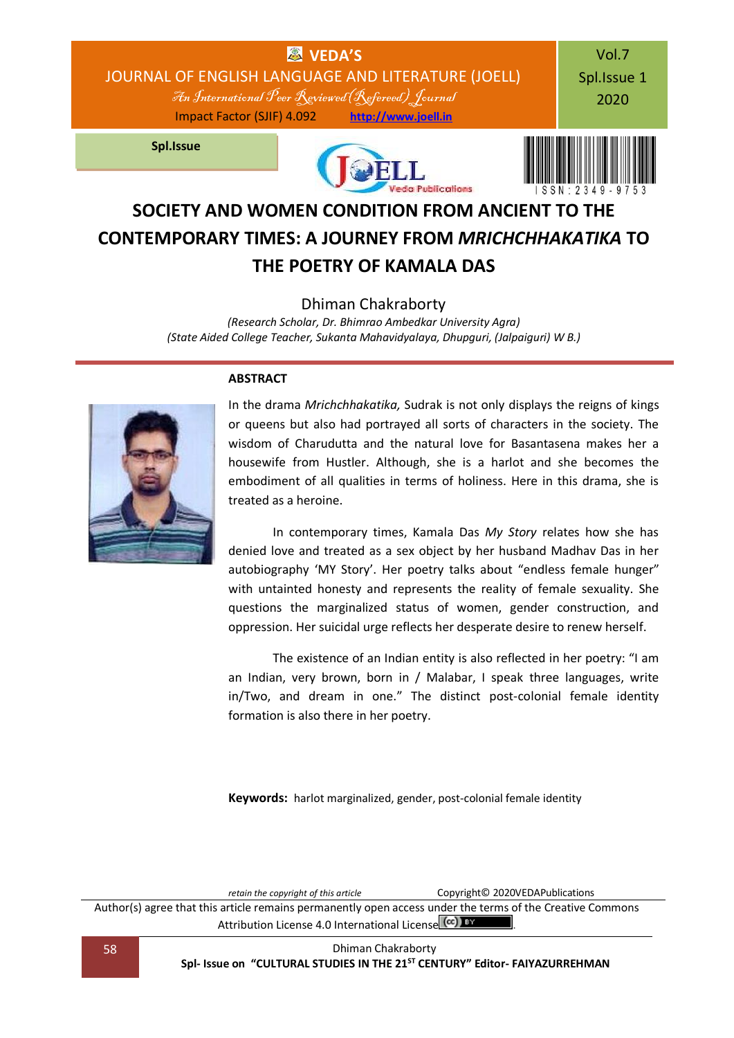# SOCIETY AND WOMEN CONDITION FROM ANCIENT TO THE CONTEMPORARY TIMES: A JOURNEY FROM *MRICHCHHAKATIKA* TO THE POETRY OF KAMALA DAS

Dhiman Chakraborty

*(Research Scholar, Dr. Bhimrao Ambedkar University Agra)*
*(State Aided College Teacher, Sukanta Mahavidyalaya, Dhupguri, (Jalpaiguri) W B.)*

## ABSTRACT

In the drama *Mrichchhakatika,* Sudrak is not only displays the reigns of kings or queens but also had portrayed all sorts of characters in the society. The wisdom of Charudutta and the natural love for Basantasena makes her a housewife from Hustler. Although, she is a harlot and she becomes the embodiment of all qualities in terms of holiness. Here in this drama, she is treated as a heroine.

In contemporary times, Kamala Das *My Story* relates how she has denied love and treated as a sex object by her husband Madhav Das in her autobiography 'MY Story'. Her poetry talks about "endless female hunger" with untainted honesty and represents the reality of female sexuality. She questions the marginalized status of women, gender construction, and oppression. Her suicidal urge reflects her desperate desire to renew herself.

The existence of an Indian entity is also reflected in her poetry: "I am an Indian, very brown, born in / Malabar, I speak three languages, write in/Two, and dream in one." The distinct post-colonial female identity formation is also there in her poetry.

**Keywords:** harlot marginalized, gender, post-colonial female identity

*retain the copyright of this article* Copyright© 2020VEDAPublications

Author(s) agree that this article remains permanently open access under the terms of the Creative Commons Attribution License 4.0 International License.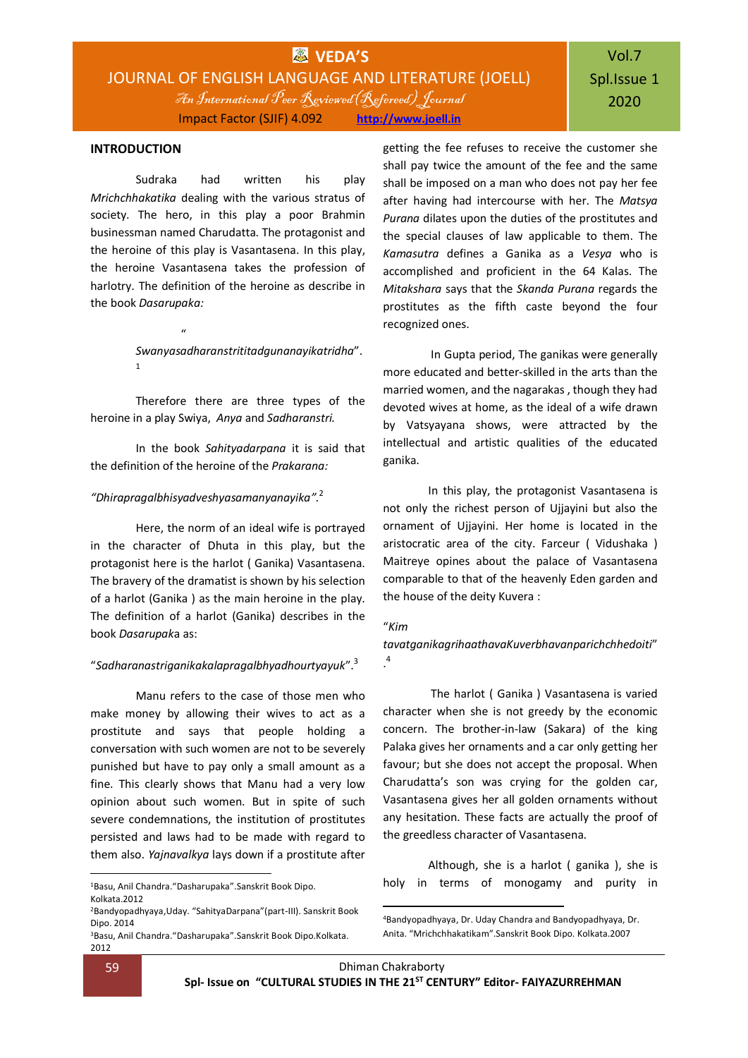## INTRODUCTION

Sudraka had written his play *Mrichchhakatika* dealing with the various stratus of society. The hero, in this play a poor Brahmin businessman named Charudatta. The protagonist and the heroine of this play is Vasantasena. In this play, the heroine Vasantasena takes the profession of harlotry. The definition of the heroine as describe in the book *Dasarupaka:*

> " *Swanyasadharanstrititadgunanayikatridha*".[1]

Therefore there are three types of the heroine in a play Swiya, *Anya* and *Sadharanstri.*

In the book *Sahityadarpana* it is said that the definition of the heroine of the *Prakarana:*

> *"Dhirapragalbhisyadveshyasamanyanayika".*[2]

Here, the norm of an ideal wife is portrayed in the character of Dhuta in this play, but the protagonist here is the harlot ( Ganika) Vasantasena. The bravery of the dramatist is shown by his selection of a harlot (Ganika ) as the main heroine in the play. The definition of a harlot (Ganika) describes in the book *Dasarupaka* as:

> "*Sadharanastriganikakalapragalbhyadhourtyayuk*".[3]

Manu refers to the case of those men who make money by allowing their wives to act as a prostitute and says that people holding a conversation with such women are not to be severely punished but have to pay only a small amount as a fine. This clearly shows that Manu had a very low opinion about such women. But in spite of such severe condemnations, the institution of prostitutes persisted and laws had to be made with regard to them also. *Yajnavalkya* lays down if a prostitute after getting the fee refuses to receive the customer she shall pay twice the amount of the fee and the same shall be imposed on a man who does not pay her fee after having had intercourse with her. The *Matsya Purana* dilates upon the duties of the prostitutes and the special clauses of law applicable to them. The *Kamasutra* defines a Ganika as a *Vesya* who is accomplished and proficient in the 64 Kalas. The *Mitakshara* says that the *Skanda Purana* regards the prostitutes as the fifth caste beyond the four recognized ones.

In Gupta period, The ganikas were generally more educated and better-skilled in the arts than the married women, and the nagarakas , though they had devoted wives at home, as the ideal of a wife drawn by Vatsyayana shows, were attracted by the intellectual and artistic qualities of the educated ganika.

In this play, the protagonist Vasantasena is not only the richest person of Ujjayini but also the ornament of Ujjayini. Her home is located in the aristocratic area of the city. Farceur ( Vidushaka ) Maitreye opines about the palace of Vasantasena comparable to that of the heavenly Eden garden and the house of the deity Kuvera :

> "*Kim tavatganikagrihaathavaKuverbhavanparichchhedoiti*".[4]

The harlot ( Ganika ) Vasantasena is varied character when she is not greedy by the economic concern. The brother-in-law (Sakara) of the king Palaka gives her ornaments and a car only getting her favour; but she does not accept the proposal. When Charudatta's son was crying for the golden car, Vasantasena gives her all golden ornaments without any hesitation. These facts are actually the proof of the greedless character of Vasantasena.

Although, she is a harlot ( ganika ), she is holy in terms of monogamy and purity in

---

[1] Basu, Anil Chandra."Dasharupaka".Sanskrit Book Dipo. Kolkata.2012

[2] Bandyopadhyaya,Uday. "SahityaDarpana"(part-III). Sanskrit Book Dipo. 2014

[3] Basu, Anil Chandra."Dasharupaka".Sanskrit Book Dipo.Kolkata. 2012

[4] Bandyopadhyaya, Dr. Uday Chandra and Bandyopadhyaya, Dr. Anita. "Mrichchhakatikam".Sanskrit Book Dipo. Kolkata.2007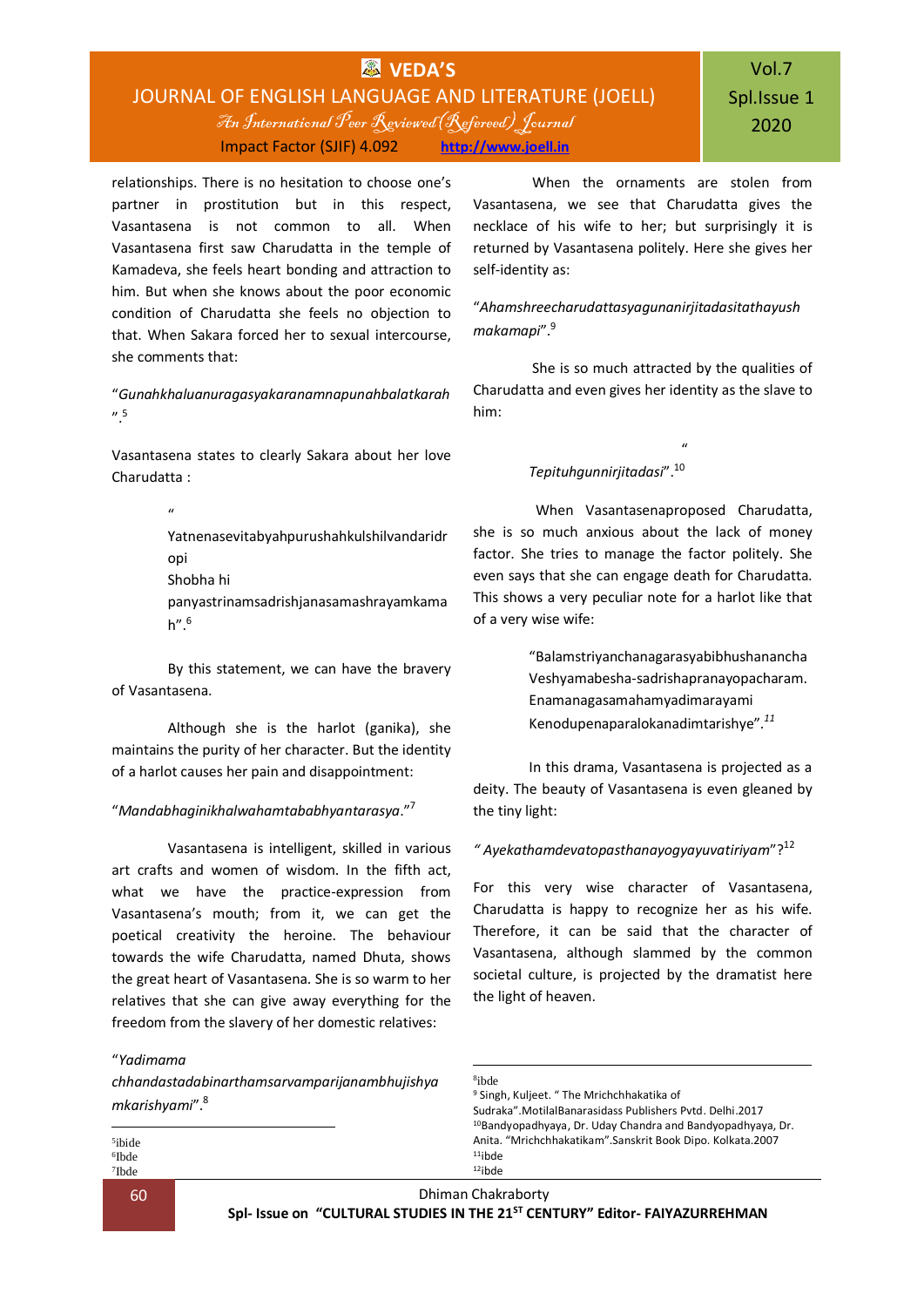relationships. There is no hesitation to choose one's partner in prostitution but in this respect, Vasantasena is not common to all. When Vasantasena first saw Charudatta in the temple of Kamadeva, she feels heart bonding and attraction to him. But when she knows about the poor economic condition of Charudatta she feels no objection to that. When Sakara forced her to sexual intercourse, she comments that:

"*Gunahkhaluanuragasyakaranamnapunahbalatkarah*".[5]

Vasantasena states to clearly Sakara about her love Charudatta :

> "
> Yatnenasevitabyahpurushahkulshilvandaridr opi
> Shobha hi panyastrinamsadrishjanasamashrayamkama h".[6]

By this statement, we can have the bravery of Vasantasena.

Although she is the harlot (ganika), she maintains the purity of her character. But the identity of a harlot causes her pain and disappointment:

"*Mandabhaginikhalwahamtababhyantarasya*."[7]

Vasantasena is intelligent, skilled in various art crafts and women of wisdom. In the fifth act, what we have the practice-expression from Vasantasena's mouth; from it, we can get the poetical creativity the heroine. The behaviour towards the wife Charudatta, named Dhuta, shows the great heart of Vasantasena. She is so warm to her relatives that she can give away everything for the freedom from the slavery of her domestic relatives:

"*Yadimama chhandastadabinarthamsarvamparijanambhujishya mkarishyami*".[8]

When the ornaments are stolen from Vasantasena, we see that Charudatta gives the necklace of his wife to her; but surprisingly it is returned by Vasantasena politely. Here she gives her self-identity as:

"*Ahamshreecharudattasyagunanirjitadasitathayush makamapi*".[9]

She is so much attracted by the qualities of Charudatta and even gives her identity as the slave to him:

> "
> *Tepituhgunnirjitadasi*".[10]

When Vasantasenaproposed Charudatta, she is so much anxious about the lack of money factor. She tries to manage the factor politely. She even says that she can engage death for Charudatta. This shows a very peculiar note for a harlot like that of a very wise wife:

> "Balamstriyanchanagarasyabibhushanancha
> Veshyamabesha-sadrishapranayopacharam.
> Enamanagasamahamyadimarayami
> Kenodupenaparalokanadimtarishye".[11]

In this drama, Vasantasena is projected as a deity. The beauty of Vasantasena is even gleaned by the tiny light:

"*Ayekathamdevatopasthanayogyayuvatiriyam*"?[12]

For this very wise character of Vasantasena, Charudatta is happy to recognize her as his wife. Therefore, it can be said that the character of Vasantasena, although slammed by the common societal culture, is projected by the dramatist here the light of heaven.

---

[5]ibide
[6]Ibde
[7]Ibde
[8]ibde
[9] Singh, Kuljeet. " The Mrichchhakatika of Sudraka".MotilalBanarasidass Publishers Pvtd. Delhi.2017
[10]Bandyopadhyaya, Dr. Uday Chandra and Bandyopadhyaya, Dr. Anita. "Mrichchhakatikam".Sanskrit Book Dipo. Kolkata.2007
[11]ibde
[12]ibde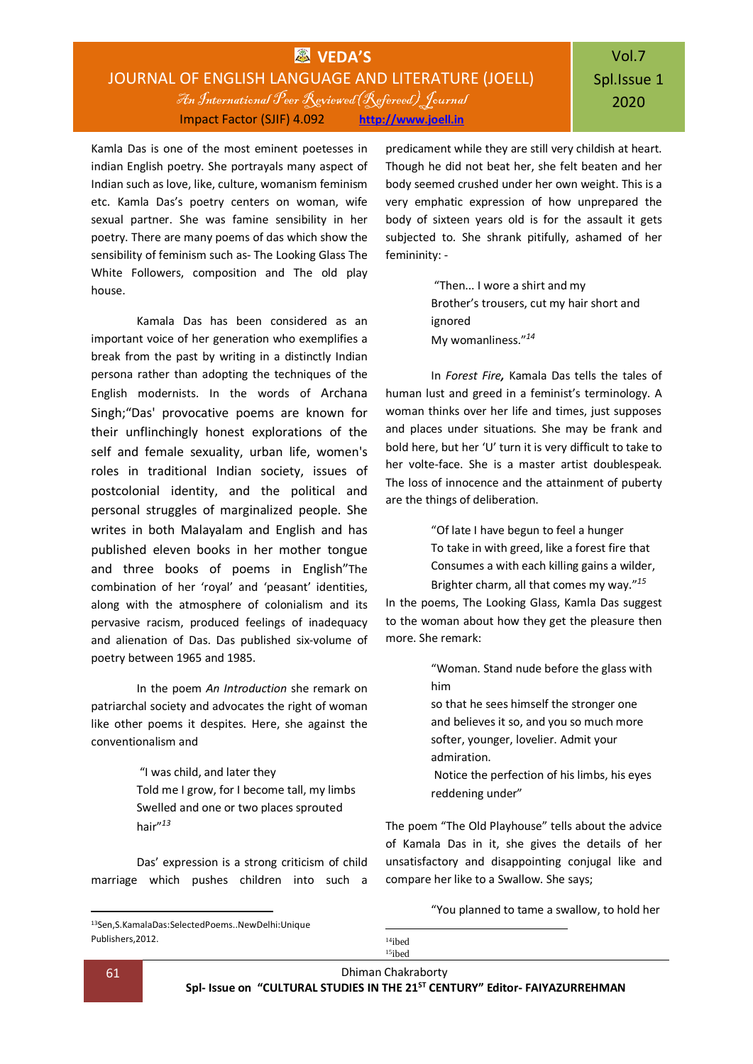Kamla Das is one of the most eminent poetesses in indian English poetry. She portrayals many aspect of Indian such as love, like, culture, womanism feminism etc. Kamla Das's poetry centers on woman, wife sexual partner. She was famine sensibility in her poetry. There are many poems of das which show the sensibility of feminism such as- The Looking Glass The White Followers, composition and The old play house.

Kamala Das has been considered as an important voice of her generation who exemplifies a break from the past by writing in a distinctly Indian persona rather than adopting the techniques of the English modernists. In the words of Archana Singh;"Das' provocative poems are known for their unflinchingly honest explorations of the self and female sexuality, urban life, women's roles in traditional Indian society, issues of postcolonial identity, and the political and personal struggles of marginalized people. She writes in both Malayalam and English and has published eleven books in her mother tongue and three books of poems in English"The combination of her 'royal' and 'peasant' identities, along with the atmosphere of colonialism and its pervasive racism, produced feelings of inadequacy and alienation of Das. Das published six-volume of poetry between 1965 and 1985.

In the poem *An Introduction* she remark on patriarchal society and advocates the right of woman like other poems it despites. Here, she against the conventionalism and

> "I was child, and later they
> Told me I grow, for I become tall, my limbs
> Swelled and one or two places sprouted
> hair"[13]

Das' expression is a strong criticism of child marriage which pushes children into such a predicament while they are still very childish at heart. Though he did not beat her, she felt beaten and her body seemed crushed under her own weight. This is a very emphatic expression of how unprepared the body of sixteen years old is for the assault it gets subjected to. She shrank pitifully, ashamed of her femininity: -

> "Then... I wore a shirt and my
> Brother's trousers, cut my hair short and
> ignored
> My womanliness."[14]

In *Forest Fire,* Kamala Das tells the tales of human lust and greed in a feminist's terminology. A woman thinks over her life and times, just supposes and places under situations. She may be frank and bold here, but her 'U' turn it is very difficult to take to her volte-face. She is a master artist doublespeak. The loss of innocence and the attainment of puberty are the things of deliberation.

> "Of late I have begun to feel a hunger
> To take in with greed, like a forest fire that
> Consumes a with each killing gains a wilder,
> Brighter charm, all that comes my way."[15]

In the poems, The Looking Glass, Kamla Das suggest to the woman about how they get the pleasure then more. She remark:

> "Woman. Stand nude before the glass with
> him
> so that he sees himself the stronger one
> and believes it so, and you so much more
> softer, younger, lovelier. Admit your
> admiration.
> Notice the perfection of his limbs, his eyes
> reddening under"

The poem "The Old Playhouse" tells about the advice of Kamala Das in it, she gives the details of her unsatisfactory and disappointing conjugal like and compare her like to a Swallow. She says;

> "You planned to tame a swallow, to hold her

---

[13]Sen,S.KamalaDas:SelectedPoems..NewDelhi:Unique Publishers,2012.

[14]ibed

[15]ibed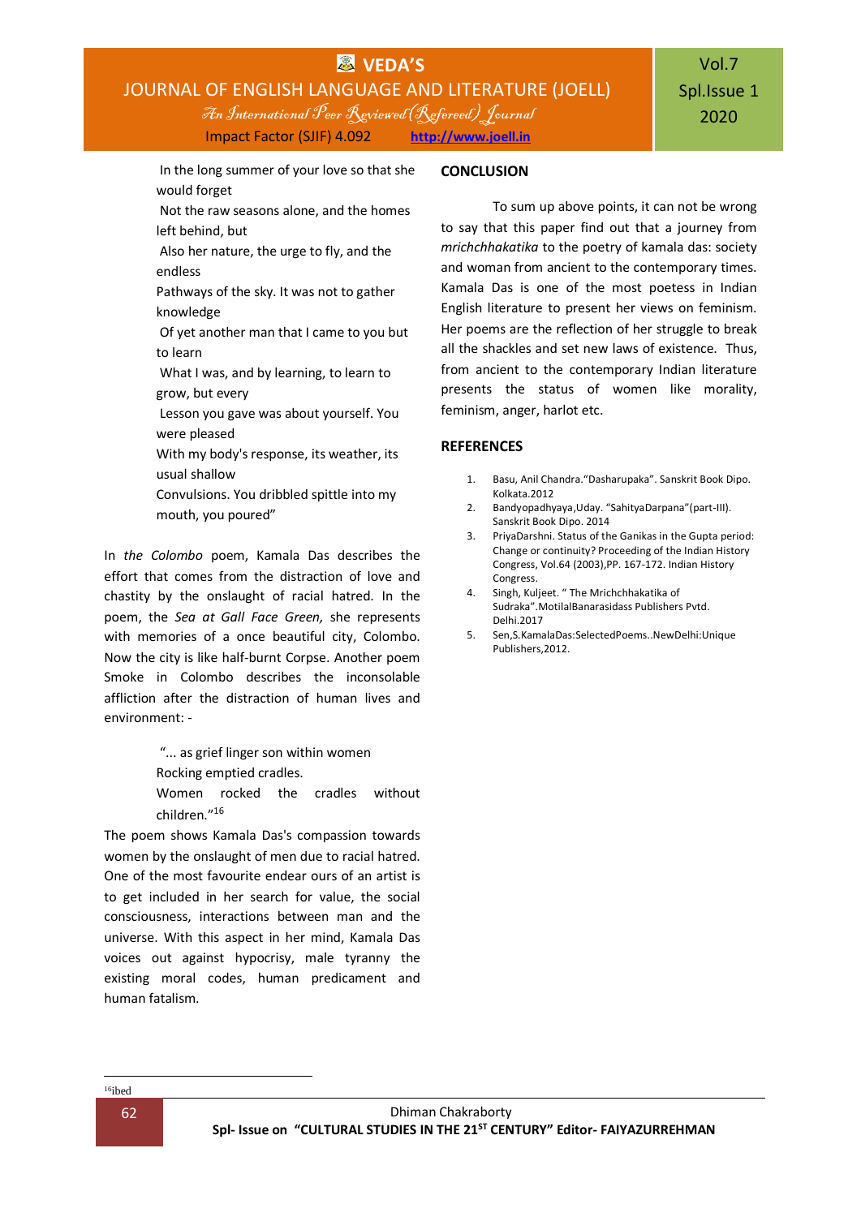In the long summer of your love so that she would forget
Not the raw seasons alone, and the homes left behind, but
Also her nature, the urge to fly, and the endless
Pathways of the sky. It was not to gather knowledge
Of yet another man that I came to you but to learn
What I was, and by learning, to learn to grow, but every
Lesson you gave was about yourself. You were pleased
With my body's response, its weather, its usual shallow
Convulsions. You dribbled spittle into my mouth, you poured"

In *the Colombo* poem, Kamala Das describes the effort that comes from the distraction of love and chastity by the onslaught of racial hatred. In the poem, the *Sea at Gall Face Green,* she represents with memories of a once beautiful city, Colombo. Now the city is like half-burnt Corpse. Another poem Smoke in Colombo describes the inconsolable affliction after the distraction of human lives and environment: -

"... as grief linger son within women
Rocking emptied cradles.
Women rocked the cradles without children."[16]

The poem shows Kamala Das's compassion towards women by the onslaught of men due to racial hatred. One of the most favourite endear ours of an artist is to get included in her search for value, the social consciousness, interactions between man and the universe. With this aspect in her mind, Kamala Das voices out against hypocrisy, male tyranny the existing moral codes, human predicament and human fatalism.

## CONCLUSION

To sum up above points, it can not be wrong to say that this paper find out that a journey from *mrichchhakatika* to the poetry of kamala das: society and woman from ancient to the contemporary times. Kamala Das is one of the most poetess in Indian English literature to present her views on feminism. Her poems are the reflection of her struggle to break all the shackles and set new laws of existence. Thus, from ancient to the contemporary Indian literature presents the status of women like morality, feminism, anger, harlot etc.

## REFERENCES

1. Basu, Anil Chandra."Dasharupaka". Sanskrit Book Dipo. Kolkata.2012
2. Bandyopadhyaya,Uday. "SahityaDarpana"(part-III). Sanskrit Book Dipo. 2014
3. PriyaDarshni. Status of the Ganikas in the Gupta period: Change or continuity? Proceeding of the Indian History Congress, Vol.64 (2003),PP. 167-172. Indian History Congress.
4. Singh, Kuljeet. " The Mrichchhakatika of Sudraka".MotilalBanarasidass Publishers Pvtd. Delhi.2017
5. Sen,S.KamalaDas:SelectedPoems..NewDelhi:Unique Publishers,2012.

[16] ibed